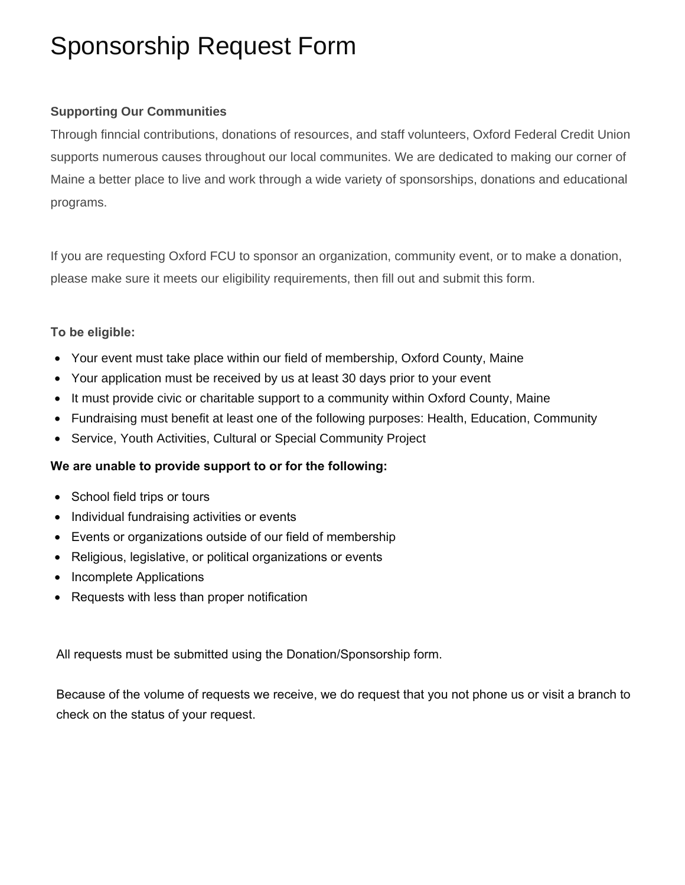# Sponsorship Request Form

**Supporting Our Communities**

Through finncial contributions, donations of resources, and staff volunteers, Oxford Federal Credit Union supports numerous causes throughout our local communites. We are dedicated to making our corner of Maine a better place to live and work through a wide variety of sponsorships, donations and educational programs.

If you are requesting Oxford FCU to sponsor an organization, community event, or to make a donation, please make sure it meets our eligibility requirements, then fill out and submit this form.

**To be eligible:**

- Your event must take place within our field of membership, Oxford County, Maine
- Your application must be received by us at least 30 days prior to your event
- It must provide civic or charitable support to a community within Oxford County, Maine
- Fundraising must benefit at least one of the following purposes: Health, Education, Community
- Service, Youth Activities, Cultural or Special Community Project

**We are unable to provide support to or for the following:**

- School field trips or tours
- Individual fundraising activities or events
- Events or organizations outside of our field of membership
- Religious, legislative, or political organizations or events
- Incomplete Applications
- Requests with less than proper notification

All requests must be submitted using the Donation/Sponsorship form.

Because of the volume of requests we receive, we do request that you not phone us or visit a branch to check on the status of your request.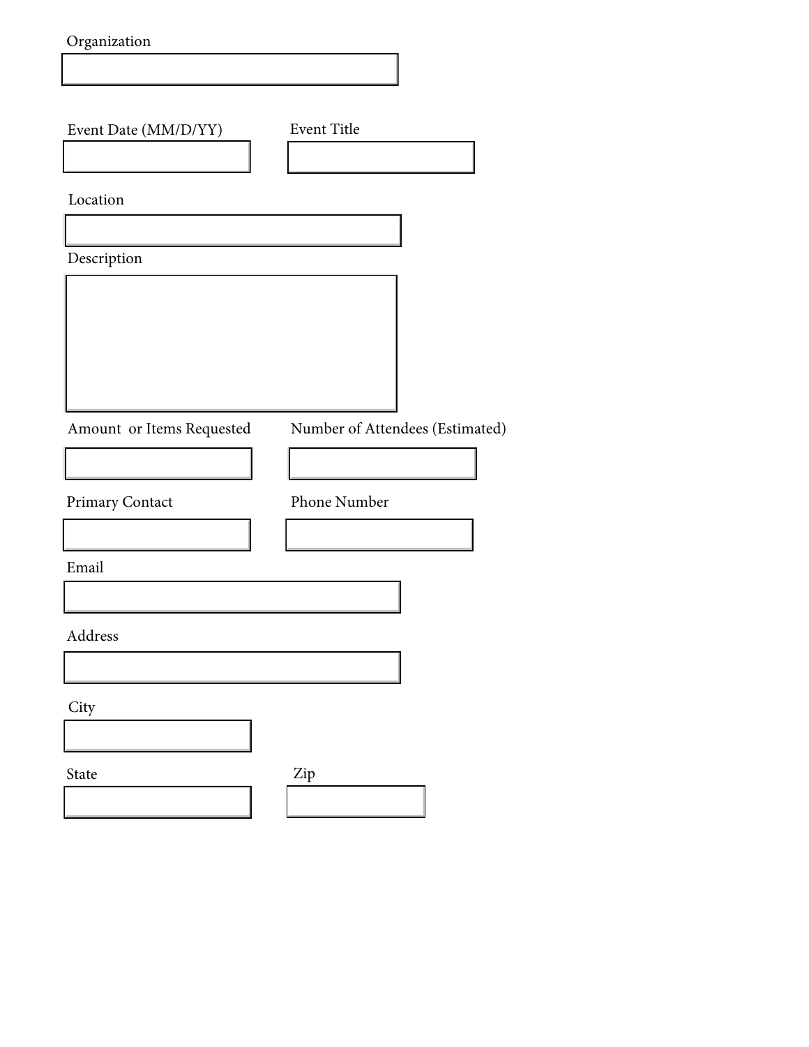Organization

Event Date (MM/D/YY)

Event Title

Location

Description

Amount  or Items Requested

Number of Attendees (Estimated)

Primary Contact

Phone Number

Email

Address

City

State

Zip